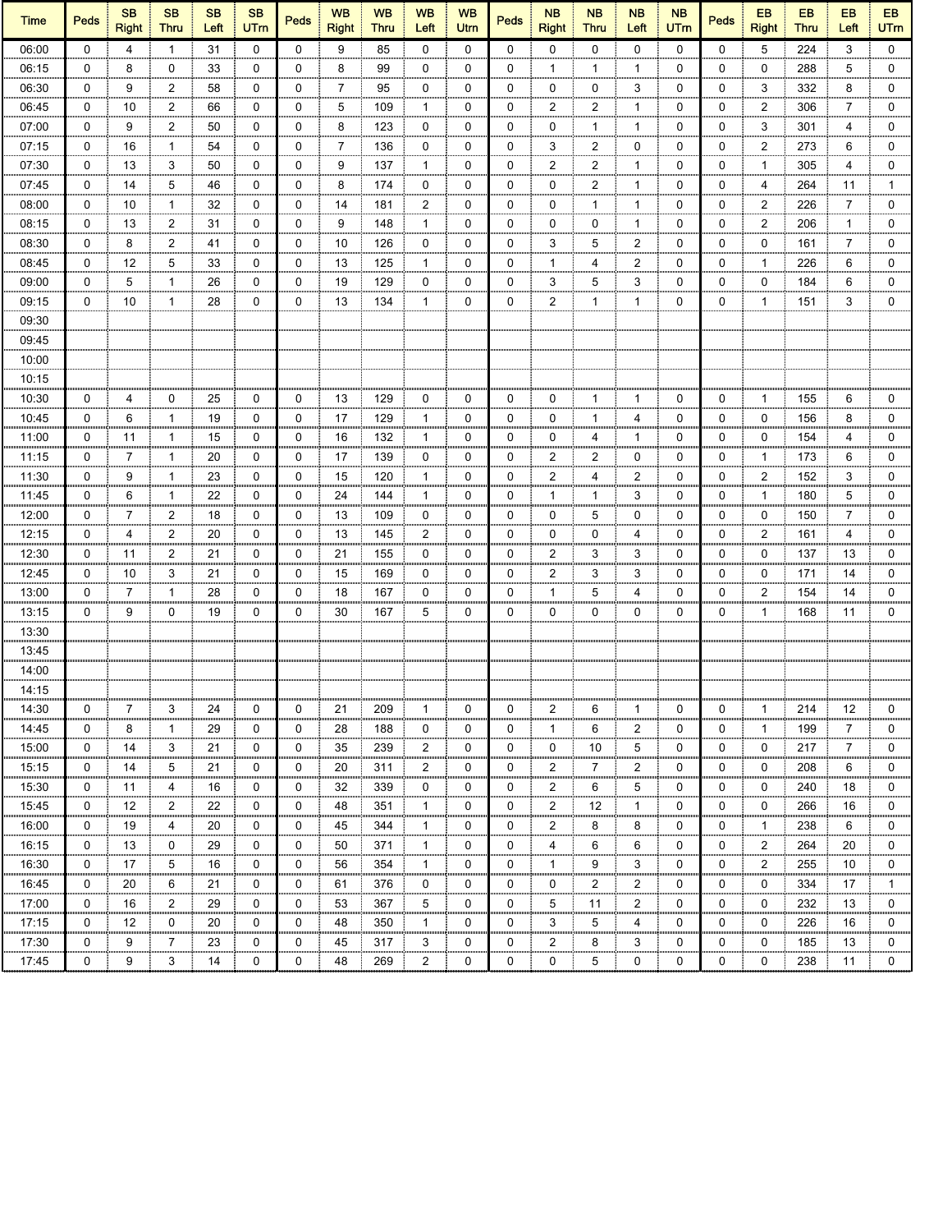| Time | Peds | SB Right | SB Thru | SB Left | SB UTrn | Peds | WB Right | WB Thru | WB Left | WB Utrn | Peds | NB Right | NB Thru | NB Left | NB UTrn | Peds | EB Right | EB Thru | EB Left | EB UTrn |
|---|---|---|---|---|---|---|---|---|---|---|---|---|---|---|---|---|---|---|---|---|
| 06:00 | 0 | 4 | 1 | 31 | 0 | 0 | 9 | 85 | 0 | 0 | 0 | 0 | 0 | 0 | 0 | 0 | 5 | 224 | 3 | 0 |
| 06:15 | 0 | 8 | 0 | 33 | 0 | 0 | 8 | 99 | 0 | 0 | 0 | 1 | 1 | 1 | 0 | 0 | 0 | 288 | 5 | 0 |
| 06:30 | 0 | 9 | 2 | 58 | 0 | 0 | 7 | 95 | 0 | 0 | 0 | 0 | 0 | 3 | 0 | 0 | 3 | 332 | 8 | 0 |
| 06:45 | 0 | 10 | 2 | 66 | 0 | 0 | 5 | 109 | 1 | 0 | 0 | 2 | 2 | 1 | 0 | 0 | 2 | 306 | 7 | 0 |
| 07:00 | 0 | 9 | 2 | 50 | 0 | 0 | 8 | 123 | 0 | 0 | 0 | 0 | 1 | 1 | 0 | 0 | 3 | 301 | 4 | 0 |
| 07:15 | 0 | 16 | 1 | 54 | 0 | 0 | 7 | 136 | 0 | 0 | 0 | 3 | 2 | 0 | 0 | 0 | 2 | 273 | 6 | 0 |
| 07:30 | 0 | 13 | 3 | 50 | 0 | 0 | 9 | 137 | 1 | 0 | 0 | 2 | 2 | 1 | 0 | 0 | 1 | 305 | 4 | 0 |
| 07:45 | 0 | 14 | 5 | 46 | 0 | 0 | 8 | 174 | 0 | 0 | 0 | 0 | 2 | 1 | 0 | 0 | 4 | 264 | 11 | 1 |
| 08:00 | 0 | 10 | 1 | 32 | 0 | 0 | 14 | 181 | 2 | 0 | 0 | 0 | 1 | 1 | 0 | 0 | 2 | 226 | 7 | 0 |
| 08:15 | 0 | 13 | 2 | 31 | 0 | 0 | 9 | 148 | 1 | 0 | 0 | 0 | 0 | 1 | 0 | 0 | 2 | 206 | 1 | 0 |
| 08:30 | 0 | 8 | 2 | 41 | 0 | 0 | 10 | 126 | 0 | 0 | 0 | 3 | 5 | 2 | 0 | 0 | 0 | 161 | 7 | 0 |
| 08:45 | 0 | 12 | 5 | 33 | 0 | 0 | 13 | 125 | 1 | 0 | 0 | 1 | 4 | 2 | 0 | 0 | 1 | 226 | 6 | 0 |
| 09:00 | 0 | 5 | 1 | 26 | 0 | 0 | 19 | 129 | 0 | 0 | 0 | 3 | 5 | 3 | 0 | 0 | 0 | 184 | 6 | 0 |
| 09:15 | 0 | 10 | 1 | 28 | 0 | 0 | 13 | 134 | 1 | 0 | 0 | 2 | 1 | 1 | 0 | 0 | 1 | 151 | 3 | 0 |
| 09:30 | | | | | | | | | | | | | | | | | | | | |
| 09:45 | | | | | | | | | | | | | | | | | | | | |
| 10:00 | | | | | | | | | | | | | | | | | | | | |
| 10:15 | | | | | | | | | | | | | | | | | | | | |
| 10:30 | 0 | 4 | 0 | 25 | 0 | 0 | 13 | 129 | 0 | 0 | 0 | 0 | 1 | 1 | 0 | 0 | 1 | 155 | 6 | 0 |
| 10:45 | 0 | 6 | 1 | 19 | 0 | 0 | 17 | 129 | 1 | 0 | 0 | 0 | 1 | 4 | 0 | 0 | 0 | 156 | 8 | 0 |
| 11:00 | 0 | 11 | 1 | 15 | 0 | 0 | 16 | 132 | 1 | 0 | 0 | 0 | 4 | 1 | 0 | 0 | 0 | 154 | 4 | 0 |
| 11:15 | 0 | 7 | 1 | 20 | 0 | 0 | 17 | 139 | 0 | 0 | 0 | 2 | 2 | 0 | 0 | 0 | 1 | 173 | 6 | 0 |
| 11:30 | 0 | 9 | 1 | 23 | 0 | 0 | 15 | 120 | 1 | 0 | 0 | 2 | 4 | 2 | 0 | 0 | 2 | 152 | 3 | 0 |
| 11:45 | 0 | 6 | 1 | 22 | 0 | 0 | 24 | 144 | 1 | 0 | 0 | 1 | 1 | 3 | 0 | 0 | 1 | 180 | 5 | 0 |
| 12:00 | 0 | 7 | 2 | 18 | 0 | 0 | 13 | 109 | 0 | 0 | 0 | 0 | 5 | 0 | 0 | 0 | 0 | 150 | 7 | 0 |
| 12:15 | 0 | 4 | 2 | 20 | 0 | 0 | 13 | 145 | 2 | 0 | 0 | 0 | 0 | 4 | 0 | 0 | 2 | 161 | 4 | 0 |
| 12:30 | 0 | 11 | 2 | 21 | 0 | 0 | 21 | 155 | 0 | 0 | 0 | 2 | 3 | 3 | 0 | 0 | 0 | 137 | 13 | 0 |
| 12:45 | 0 | 10 | 3 | 21 | 0 | 0 | 15 | 169 | 0 | 0 | 0 | 2 | 3 | 3 | 0 | 0 | 0 | 171 | 14 | 0 |
| 13:00 | 0 | 7 | 1 | 28 | 0 | 0 | 18 | 167 | 0 | 0 | 0 | 1 | 5 | 4 | 0 | 0 | 2 | 154 | 14 | 0 |
| 13:15 | 0 | 9 | 0 | 19 | 0 | 0 | 30 | 167 | 5 | 0 | 0 | 0 | 0 | 0 | 0 | 0 | 1 | 168 | 11 | 0 |
| 13:30 | | | | | | | | | | | | | | | | | | | | |
| 13:45 | | | | | | | | | | | | | | | | | | | | |
| 14:00 | | | | | | | | | | | | | | | | | | | | |
| 14:15 | | | | | | | | | | | | | | | | | | | | |
| 14:30 | 0 | 7 | 3 | 24 | 0 | 0 | 21 | 209 | 1 | 0 | 0 | 2 | 6 | 1 | 0 | 0 | 1 | 214 | 12 | 0 |
| 14:45 | 0 | 8 | 1 | 29 | 0 | 0 | 28 | 188 | 0 | 0 | 0 | 1 | 6 | 2 | 0 | 0 | 1 | 199 | 7 | 0 |
| 15:00 | 0 | 14 | 3 | 21 | 0 | 0 | 35 | 239 | 2 | 0 | 0 | 0 | 10 | 5 | 0 | 0 | 0 | 217 | 7 | 0 |
| 15:15 | 0 | 14 | 5 | 21 | 0 | 0 | 20 | 311 | 2 | 0 | 0 | 2 | 7 | 2 | 0 | 0 | 0 | 208 | 6 | 0 |
| 15:30 | 0 | 11 | 4 | 16 | 0 | 0 | 32 | 339 | 0 | 0 | 0 | 2 | 6 | 5 | 0 | 0 | 0 | 240 | 18 | 0 |
| 15:45 | 0 | 12 | 2 | 22 | 0 | 0 | 48 | 351 | 1 | 0 | 0 | 2 | 12 | 1 | 0 | 0 | 0 | 266 | 16 | 0 |
| 16:00 | 0 | 19 | 4 | 20 | 0 | 0 | 45 | 344 | 1 | 0 | 0 | 2 | 8 | 8 | 0 | 0 | 1 | 238 | 6 | 0 |
| 16:15 | 0 | 13 | 0 | 29 | 0 | 0 | 50 | 371 | 1 | 0 | 0 | 4 | 6 | 6 | 0 | 0 | 2 | 264 | 20 | 0 |
| 16:30 | 0 | 17 | 5 | 16 | 0 | 0 | 56 | 354 | 1 | 0 | 0 | 1 | 9 | 3 | 0 | 0 | 2 | 255 | 10 | 0 |
| 16:45 | 0 | 20 | 6 | 21 | 0 | 0 | 61 | 376 | 0 | 0 | 0 | 0 | 2 | 2 | 0 | 0 | 0 | 334 | 17 | 1 |
| 17:00 | 0 | 16 | 2 | 29 | 0 | 0 | 53 | 367 | 5 | 0 | 0 | 5 | 11 | 2 | 0 | 0 | 0 | 232 | 13 | 0 |
| 17:15 | 0 | 12 | 0 | 20 | 0 | 0 | 48 | 350 | 1 | 0 | 0 | 3 | 5 | 4 | 0 | 0 | 0 | 226 | 16 | 0 |
| 17:30 | 0 | 9 | 7 | 23 | 0 | 0 | 45 | 317 | 3 | 0 | 0 | 2 | 8 | 3 | 0 | 0 | 0 | 185 | 13 | 0 |
| 17:45 | 0 | 9 | 3 | 14 | 0 | 0 | 48 | 269 | 2 | 0 | 0 | 0 | 5 | 0 | 0 | 0 | 0 | 238 | 11 | 0 |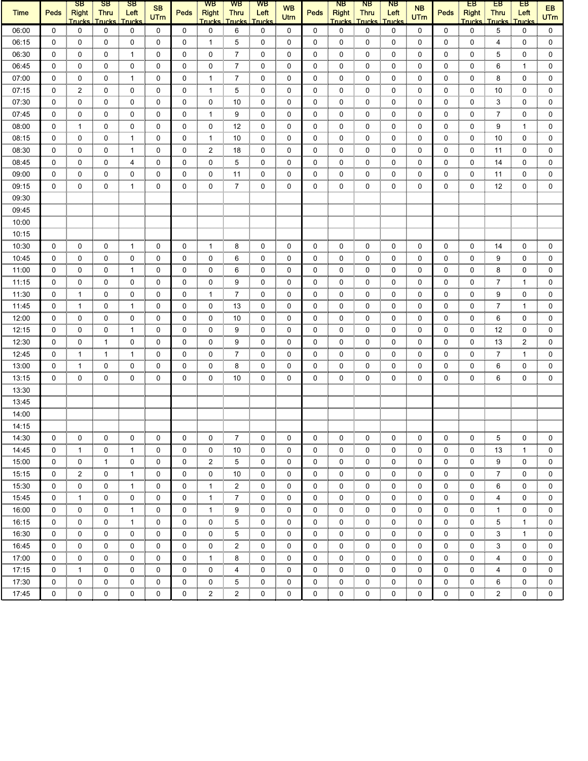| Time | Peds | SB Right Trucks | SB Thru Trucks | SB Left Trucks | SB UTrn | Peds | WB Right Trucks | WB Thru Trucks | WB Left Trucks | WB Utrn | Peds | NB Right Trucks | NB Thru Trucks | NB Left Trucks | NB UTrn | Peds | EB Right Trucks | EB Thru Trucks | EB Left Trucks | EB UTrn |
|---|---|---|---|---|---|---|---|---|---|---|---|---|---|---|---|---|---|---|---|---|
| 06:00 | 0 | 0 | 0 | 0 | 0 | 0 | 0 | 6 | 0 | 0 | 0 | 0 | 0 | 0 | 0 | 0 | 0 | 5 | 0 | 0 |
| 06:15 | 0 | 0 | 0 | 0 | 0 | 0 | 1 | 5 | 0 | 0 | 0 | 0 | 0 | 0 | 0 | 0 | 0 | 4 | 0 | 0 |
| 06:30 | 0 | 0 | 0 | 1 | 0 | 0 | 0 | 7 | 0 | 0 | 0 | 0 | 0 | 0 | 0 | 0 | 0 | 5 | 0 | 0 |
| 06:45 | 0 | 0 | 0 | 0 | 0 | 0 | 0 | 7 | 0 | 0 | 0 | 0 | 0 | 0 | 0 | 0 | 0 | 6 | 1 | 0 |
| 07:00 | 0 | 0 | 0 | 1 | 0 | 0 | 1 | 7 | 0 | 0 | 0 | 0 | 0 | 0 | 0 | 0 | 0 | 8 | 0 | 0 |
| 07:15 | 0 | 2 | 0 | 0 | 0 | 0 | 1 | 5 | 0 | 0 | 0 | 0 | 0 | 0 | 0 | 0 | 0 | 10 | 0 | 0 |
| 07:30 | 0 | 0 | 0 | 0 | 0 | 0 | 0 | 10 | 0 | 0 | 0 | 0 | 0 | 0 | 0 | 0 | 0 | 3 | 0 | 0 |
| 07:45 | 0 | 0 | 0 | 0 | 0 | 0 | 1 | 9 | 0 | 0 | 0 | 0 | 0 | 0 | 0 | 0 | 0 | 7 | 0 | 0 |
| 08:00 | 0 | 1 | 0 | 0 | 0 | 0 | 0 | 12 | 0 | 0 | 0 | 0 | 0 | 0 | 0 | 0 | 0 | 9 | 1 | 0 |
| 08:15 | 0 | 0 | 0 | 1 | 0 | 0 | 1 | 10 | 0 | 0 | 0 | 0 | 0 | 0 | 0 | 0 | 0 | 10 | 0 | 0 |
| 08:30 | 0 | 0 | 0 | 1 | 0 | 0 | 2 | 18 | 0 | 0 | 0 | 0 | 0 | 0 | 0 | 0 | 0 | 11 | 0 | 0 |
| 08:45 | 0 | 0 | 0 | 4 | 0 | 0 | 0 | 5 | 0 | 0 | 0 | 0 | 0 | 0 | 0 | 0 | 0 | 14 | 0 | 0 |
| 09:00 | 0 | 0 | 0 | 0 | 0 | 0 | 0 | 11 | 0 | 0 | 0 | 0 | 0 | 0 | 0 | 0 | 0 | 11 | 0 | 0 |
| 09:15 | 0 | 0 | 0 | 1 | 0 | 0 | 0 | 7 | 0 | 0 | 0 | 0 | 0 | 0 | 0 | 0 | 0 | 12 | 0 | 0 |
| 09:30 | | | | | | | | | | | | | | | | | | | | |
| 09:45 | | | | | | | | | | | | | | | | | | | | |
| 10:00 | | | | | | | | | | | | | | | | | | | | |
| 10:15 | | | | | | | | | | | | | | | | | | | | |
| 10:30 | 0 | 0 | 0 | 1 | 0 | 0 | 1 | 8 | 0 | 0 | 0 | 0 | 0 | 0 | 0 | 0 | 0 | 14 | 0 | 0 |
| 10:45 | 0 | 0 | 0 | 0 | 0 | 0 | 0 | 6 | 0 | 0 | 0 | 0 | 0 | 0 | 0 | 0 | 0 | 9 | 0 | 0 |
| 11:00 | 0 | 0 | 0 | 1 | 0 | 0 | 0 | 6 | 0 | 0 | 0 | 0 | 0 | 0 | 0 | 0 | 0 | 8 | 0 | 0 |
| 11:15 | 0 | 0 | 0 | 0 | 0 | 0 | 0 | 9 | 0 | 0 | 0 | 0 | 0 | 0 | 0 | 0 | 0 | 7 | 1 | 0 |
| 11:30 | 0 | 1 | 0 | 0 | 0 | 0 | 1 | 7 | 0 | 0 | 0 | 0 | 0 | 0 | 0 | 0 | 0 | 9 | 0 | 0 |
| 11:45 | 0 | 1 | 0 | 1 | 0 | 0 | 0 | 13 | 0 | 0 | 0 | 0 | 0 | 0 | 0 | 0 | 0 | 7 | 1 | 0 |
| 12:00 | 0 | 0 | 0 | 0 | 0 | 0 | 0 | 10 | 0 | 0 | 0 | 0 | 0 | 0 | 0 | 0 | 0 | 6 | 0 | 0 |
| 12:15 | 0 | 0 | 0 | 1 | 0 | 0 | 0 | 9 | 0 | 0 | 0 | 0 | 0 | 0 | 0 | 0 | 0 | 12 | 0 | 0 |
| 12:30 | 0 | 0 | 1 | 0 | 0 | 0 | 0 | 9 | 0 | 0 | 0 | 0 | 0 | 0 | 0 | 0 | 0 | 13 | 2 | 0 |
| 12:45 | 0 | 1 | 1 | 1 | 0 | 0 | 0 | 7 | 0 | 0 | 0 | 0 | 0 | 0 | 0 | 0 | 0 | 7 | 1 | 0 |
| 13:00 | 0 | 1 | 0 | 0 | 0 | 0 | 0 | 8 | 0 | 0 | 0 | 0 | 0 | 0 | 0 | 0 | 0 | 6 | 0 | 0 |
| 13:15 | 0 | 0 | 0 | 0 | 0 | 0 | 0 | 10 | 0 | 0 | 0 | 0 | 0 | 0 | 0 | 0 | 0 | 6 | 0 | 0 |
| 13:30 | | | | | | | | | | | | | | | | | | | | |
| 13:45 | | | | | | | | | | | | | | | | | | | | |
| 14:00 | | | | | | | | | | | | | | | | | | | | |
| 14:15 | | | | | | | | | | | | | | | | | | | | |
| 14:30 | 0 | 0 | 0 | 0 | 0 | 0 | 0 | 7 | 0 | 0 | 0 | 0 | 0 | 0 | 0 | 0 | 0 | 5 | 0 | 0 |
| 14:45 | 0 | 1 | 0 | 1 | 0 | 0 | 0 | 10 | 0 | 0 | 0 | 0 | 0 | 0 | 0 | 0 | 0 | 13 | 1 | 0 |
| 15:00 | 0 | 0 | 1 | 0 | 0 | 0 | 2 | 5 | 0 | 0 | 0 | 0 | 0 | 0 | 0 | 0 | 0 | 9 | 0 | 0 |
| 15:15 | 0 | 2 | 0 | 1 | 0 | 0 | 0 | 10 | 0 | 0 | 0 | 0 | 0 | 0 | 0 | 0 | 0 | 7 | 0 | 0 |
| 15:30 | 0 | 0 | 0 | 1 | 0 | 0 | 1 | 2 | 0 | 0 | 0 | 0 | 0 | 0 | 0 | 0 | 0 | 6 | 0 | 0 |
| 15:45 | 0 | 1 | 0 | 0 | 0 | 0 | 1 | 7 | 0 | 0 | 0 | 0 | 0 | 0 | 0 | 0 | 0 | 4 | 0 | 0 |
| 16:00 | 0 | 0 | 0 | 1 | 0 | 0 | 1 | 9 | 0 | 0 | 0 | 0 | 0 | 0 | 0 | 0 | 0 | 1 | 0 | 0 |
| 16:15 | 0 | 0 | 0 | 1 | 0 | 0 | 0 | 5 | 0 | 0 | 0 | 0 | 0 | 0 | 0 | 0 | 0 | 5 | 1 | 0 |
| 16:30 | 0 | 0 | 0 | 0 | 0 | 0 | 0 | 5 | 0 | 0 | 0 | 0 | 0 | 0 | 0 | 0 | 0 | 3 | 1 | 0 |
| 16:45 | 0 | 0 | 0 | 0 | 0 | 0 | 0 | 2 | 0 | 0 | 0 | 0 | 0 | 0 | 0 | 0 | 0 | 3 | 0 | 0 |
| 17:00 | 0 | 0 | 0 | 0 | 0 | 0 | 1 | 8 | 0 | 0 | 0 | 0 | 0 | 0 | 0 | 0 | 0 | 4 | 0 | 0 |
| 17:15 | 0 | 1 | 0 | 0 | 0 | 0 | 0 | 4 | 0 | 0 | 0 | 0 | 0 | 0 | 0 | 0 | 0 | 4 | 0 | 0 |
| 17:30 | 0 | 0 | 0 | 0 | 0 | 0 | 0 | 5 | 0 | 0 | 0 | 0 | 0 | 0 | 0 | 0 | 0 | 6 | 0 | 0 |
| 17:45 | 0 | 0 | 0 | 0 | 0 | 0 | 2 | 2 | 0 | 0 | 0 | 0 | 0 | 0 | 0 | 0 | 0 | 2 | 0 | 0 |